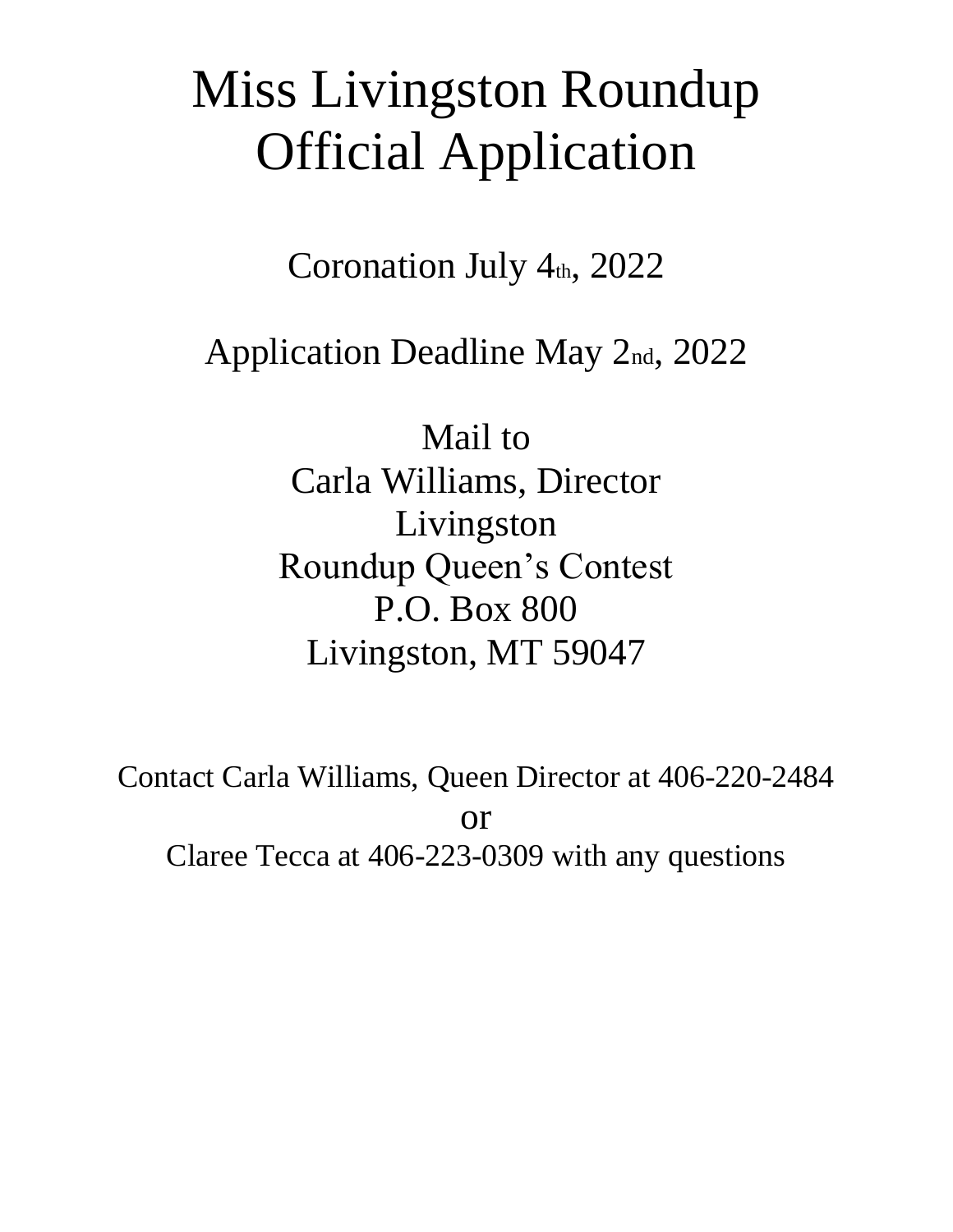# Miss Livingston Roundup Official Application

Coronation July 4th, 2022

Application Deadline May 2nd, 2022

Mail to
Carla Williams, Director
Livingston
Roundup Queen's Contest
P.O. Box 800
Livingston, MT 59047

Contact Carla Williams, Queen Director at 406-220-2484
or
Claree Tecca at 406-223-0309 with any questions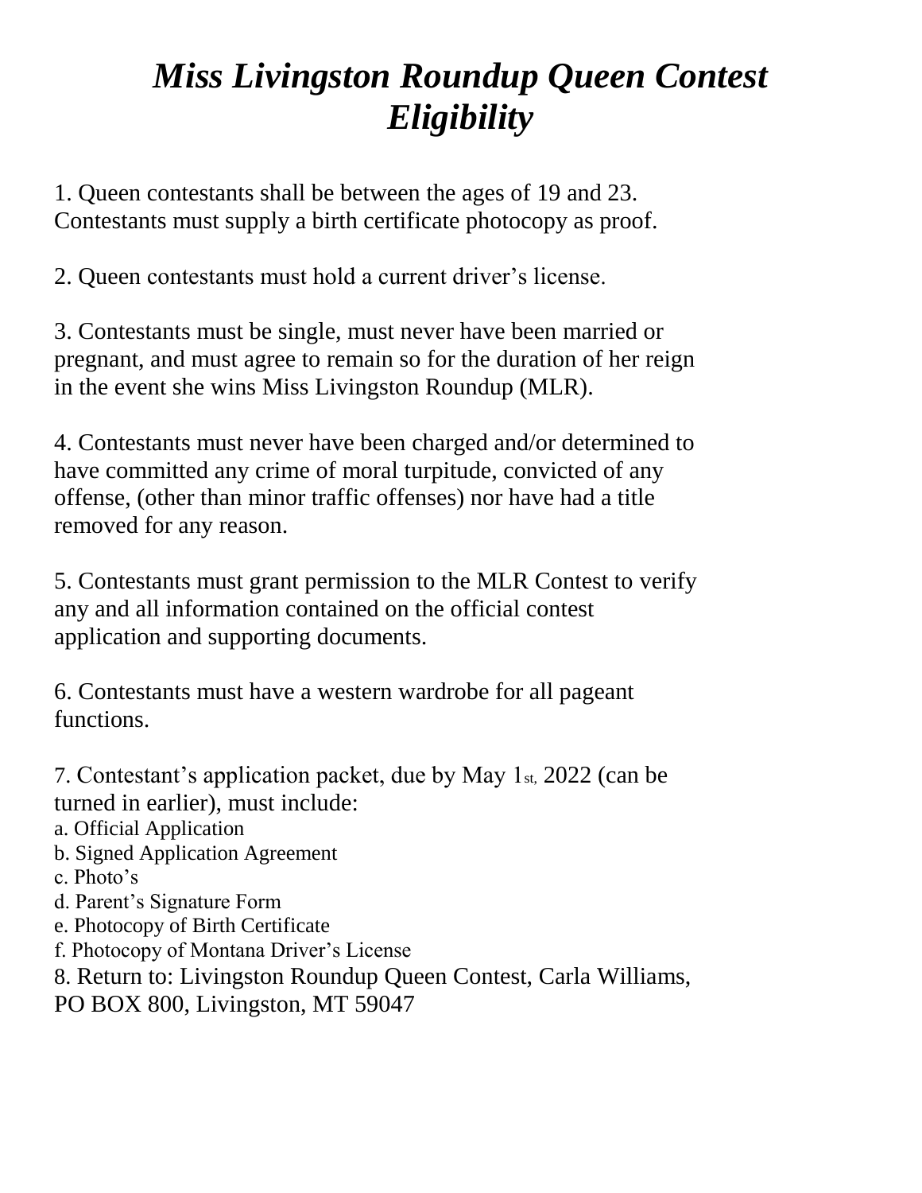# *Miss Livingston Roundup Queen Contest Eligibility*

1. Queen contestants shall be between the ages of 19 and 23. Contestants must supply a birth certificate photocopy as proof.

2. Queen contestants must hold a current driver's license.

3. Contestants must be single, must never have been married or pregnant, and must agree to remain so for the duration of her reign in the event she wins Miss Livingston Roundup (MLR).

4. Contestants must never have been charged and/or determined to have committed any crime of moral turpitude, convicted of any offense, (other than minor traffic offenses) nor have had a title removed for any reason.

5. Contestants must grant permission to the MLR Contest to verify any and all information contained on the official contest application and supporting documents.

6. Contestants must have a western wardrobe for all pageant functions.

7. Contestant's application packet, due by May 1st, 2022 (can be turned in earlier), must include:
   a. Official Application
   b. Signed Application Agreement
   c. Photo's
   d. Parent's Signature Form
   e. Photocopy of Birth Certificate
   f. Photocopy of Montana Driver's License

8. Return to: Livingston Roundup Queen Contest, Carla Williams, PO BOX 800, Livingston, MT 59047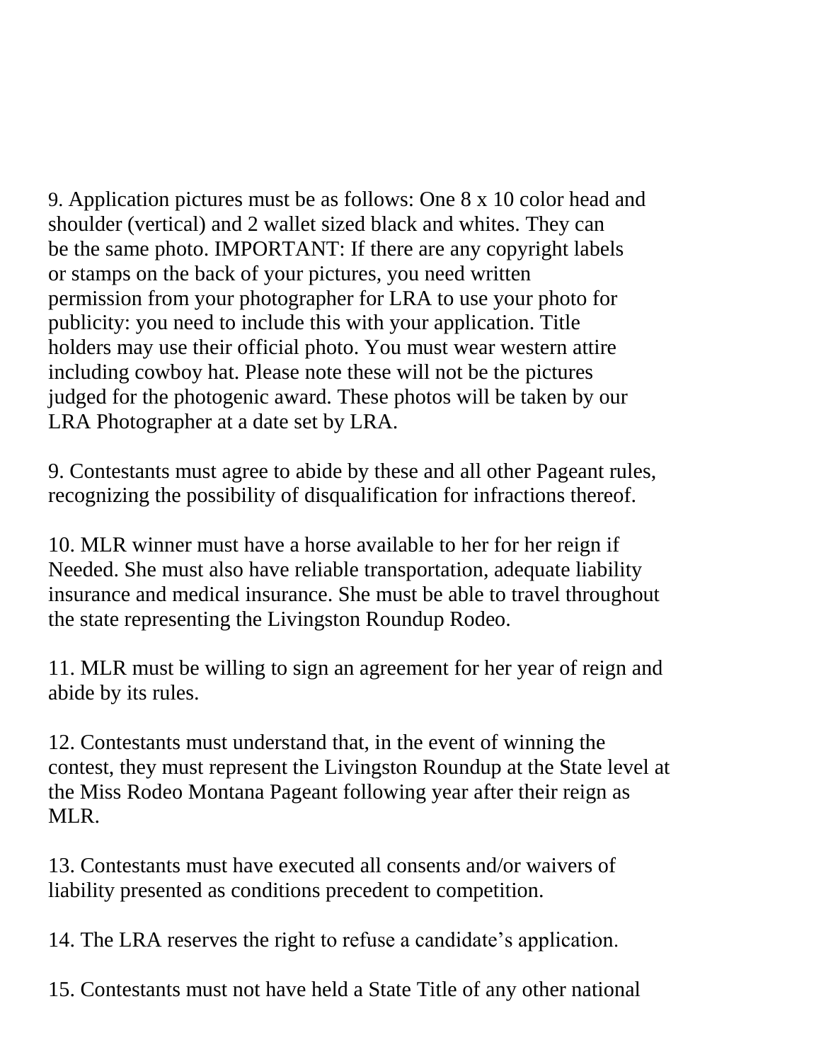9. Application pictures must be as follows: One 8 x 10 color head and shoulder (vertical) and 2 wallet sized black and whites. They can be the same photo. IMPORTANT: If there are any copyright labels or stamps on the back of your pictures, you need written permission from your photographer for LRA to use your photo for publicity: you need to include this with your application. Title holders may use their official photo. You must wear western attire including cowboy hat. Please note these will not be the pictures judged for the photogenic award. These photos will be taken by our LRA Photographer at a date set by LRA.

9. Contestants must agree to abide by these and all other Pageant rules, recognizing the possibility of disqualification for infractions thereof.

10. MLR winner must have a horse available to her for her reign if Needed. She must also have reliable transportation, adequate liability insurance and medical insurance. She must be able to travel throughout the state representing the Livingston Roundup Rodeo.

11. MLR must be willing to sign an agreement for her year of reign and abide by its rules.

12. Contestants must understand that, in the event of winning the contest, they must represent the Livingston Roundup at the State level at the Miss Rodeo Montana Pageant following year after their reign as MLR.

13. Contestants must have executed all consents and/or waivers of liability presented as conditions precedent to competition.

14. The LRA reserves the right to refuse a candidate's application.

15. Contestants must not have held a State Title of any other national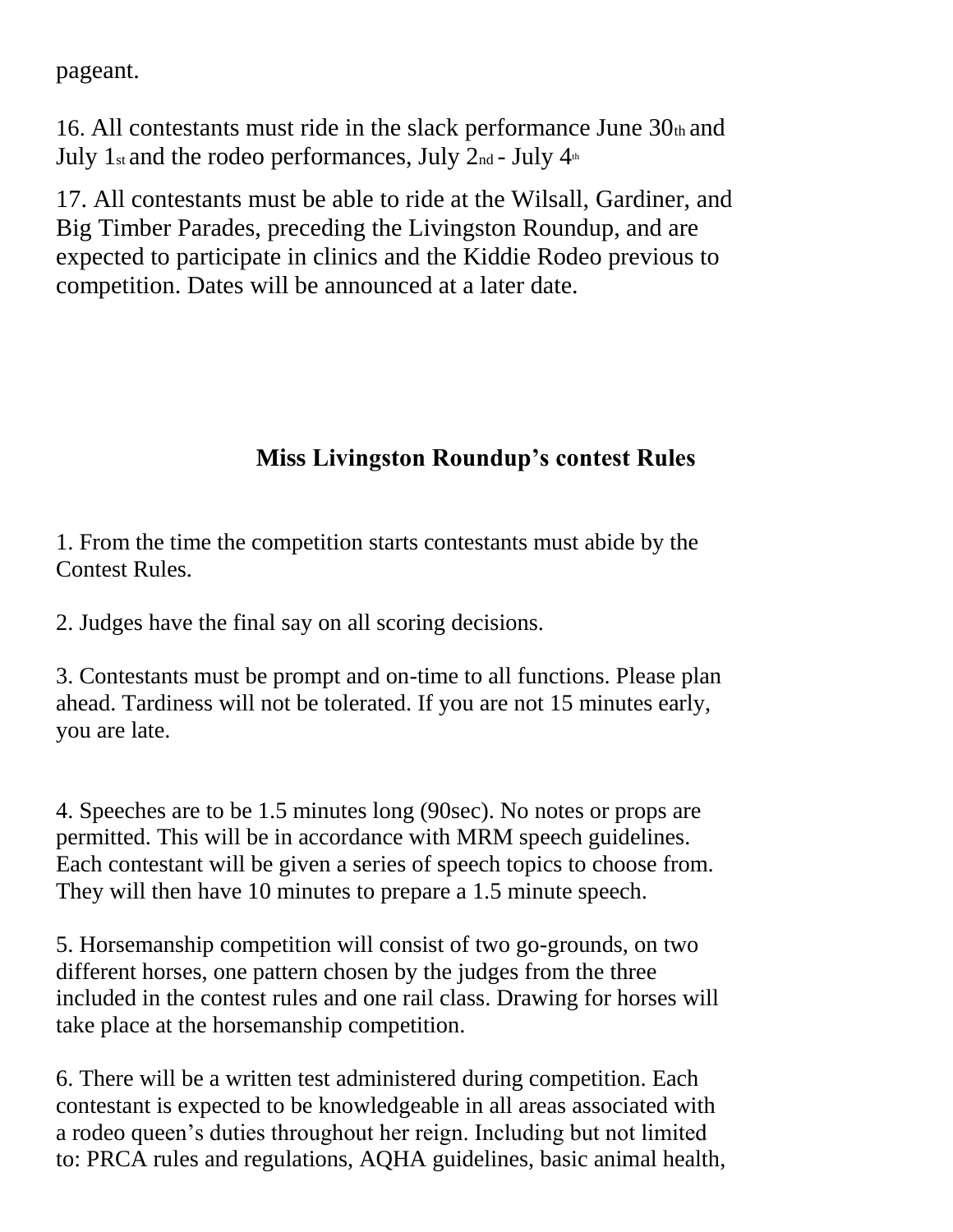pageant.

16. All contestants must ride in the slack performance June 30th and July 1st and the rodeo performances, July 2nd - July 4th

17. All contestants must be able to ride at the Wilsall, Gardiner, and Big Timber Parades, preceding the Livingston Roundup, and are expected to participate in clinics and the Kiddie Rodeo previous to competition. Dates will be announced at a later date.

## Miss Livingston Roundup's contest Rules

1. From the time the competition starts contestants must abide by the Contest Rules.

2. Judges have the final say on all scoring decisions.

3. Contestants must be prompt and on-time to all functions. Please plan ahead. Tardiness will not be tolerated. If you are not 15 minutes early, you are late.

4. Speeches are to be 1.5 minutes long (90sec). No notes or props are permitted. This will be in accordance with MRM speech guidelines. Each contestant will be given a series of speech topics to choose from. They will then have 10 minutes to prepare a 1.5 minute speech.

5. Horsemanship competition will consist of two go-grounds, on two different horses, one pattern chosen by the judges from the three included in the contest rules and one rail class. Drawing for horses will take place at the horsemanship competition.

6. There will be a written test administered during competition. Each contestant is expected to be knowledgeable in all areas associated with a rodeo queen's duties throughout her reign. Including but not limited to: PRCA rules and regulations, AQHA guidelines, basic animal health,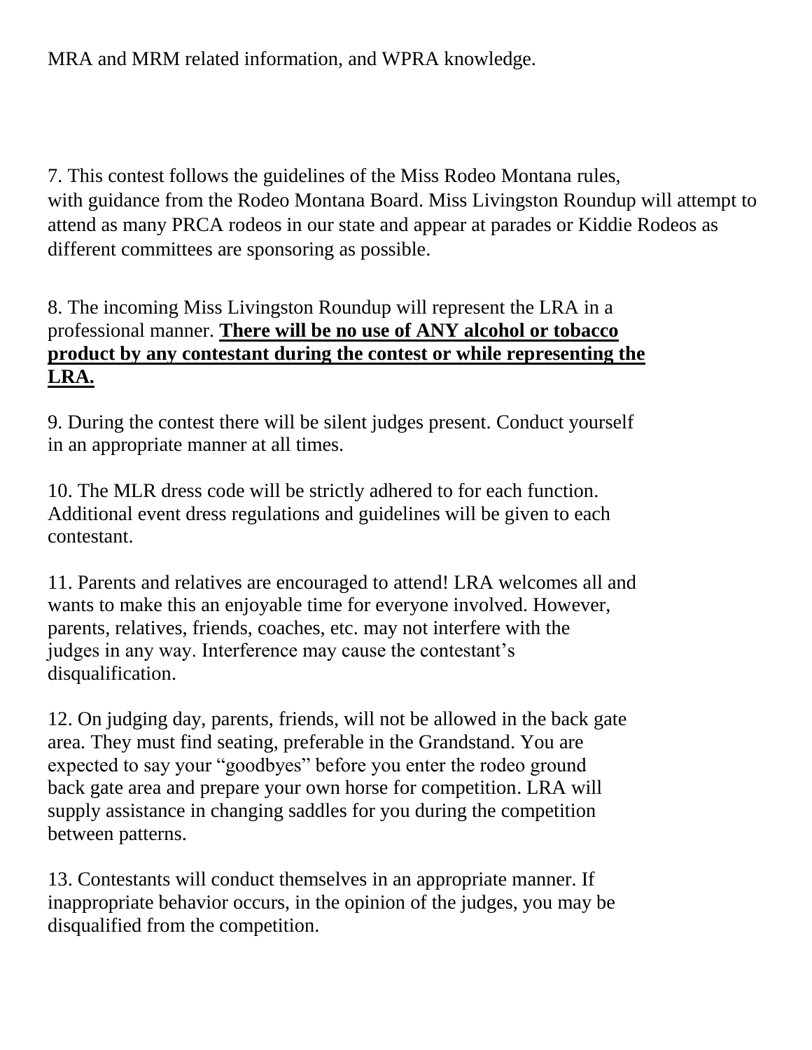MRA and MRM related information, and WPRA knowledge.

7. This contest follows the guidelines of the Miss Rodeo Montana rules, with guidance from the Rodeo Montana Board. Miss Livingston Roundup will attempt to attend as many PRCA rodeos in our state and appear at parades or Kiddie Rodeos as different committees are sponsoring as possible.

8. The incoming Miss Livingston Roundup will represent the LRA in a professional manner. **There will be no use of ANY alcohol or tobacco product by any contestant during the contest or while representing the LRA.**

9. During the contest there will be silent judges present. Conduct yourself in an appropriate manner at all times.

10. The MLR dress code will be strictly adhered to for each function. Additional event dress regulations and guidelines will be given to each contestant.

11. Parents and relatives are encouraged to attend! LRA welcomes all and wants to make this an enjoyable time for everyone involved. However, parents, relatives, friends, coaches, etc. may not interfere with the judges in any way. Interference may cause the contestant's disqualification.

12. On judging day, parents, friends, will not be allowed in the back gate area. They must find seating, preferable in the Grandstand. You are expected to say your "goodbyes" before you enter the rodeo ground back gate area and prepare your own horse for competition. LRA will supply assistance in changing saddles for you during the competition between patterns.

13. Contestants will conduct themselves in an appropriate manner. If inappropriate behavior occurs, in the opinion of the judges, you may be disqualified from the competition.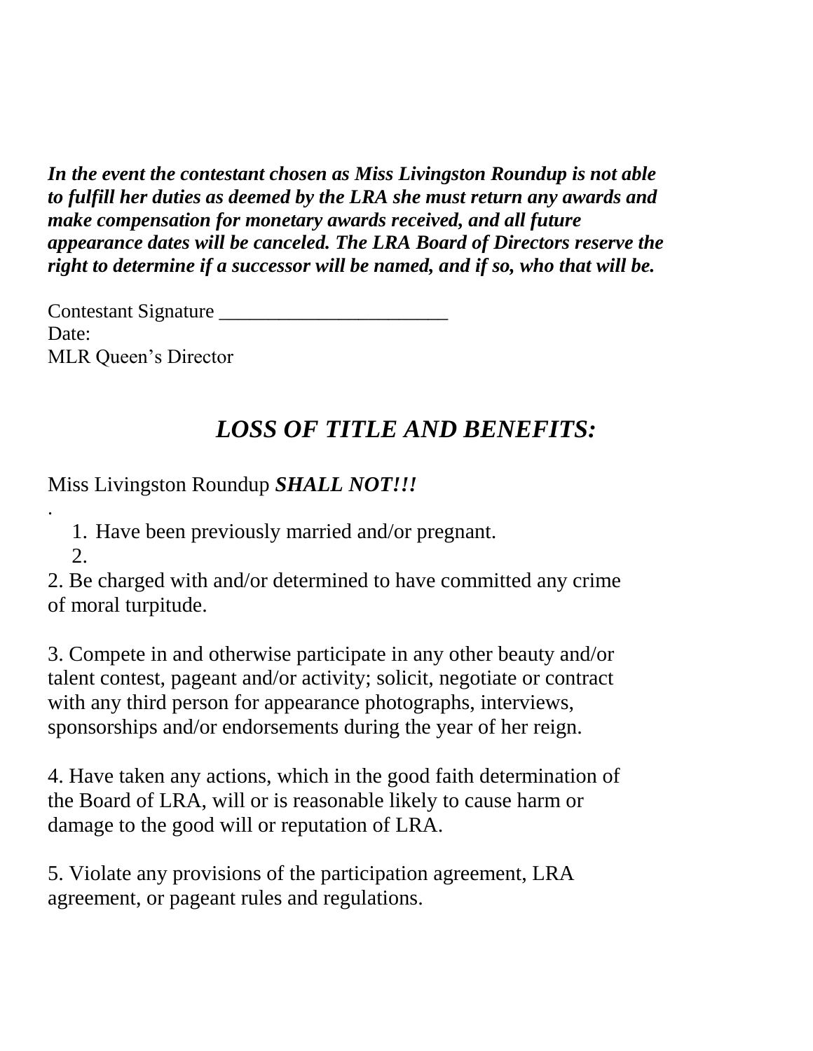***In the event the contestant chosen as Miss Livingston Roundup is not able to fulfill her duties as deemed by the LRA she must return any awards and make compensation for monetary awards received, and all future appearance dates will be canceled. The LRA Board of Directors reserve the right to determine if a successor will be named, and if so, who that will be.***

Contestant Signature _______________________
Date:
MLR Queen's Director

## *LOSS OF TITLE AND BENEFITS:*

Miss Livingston Roundup ***SHALL NOT!!!***

.

1. Have been previously married and/or pregnant.
2. 

2. Be charged with and/or determined to have committed any crime of moral turpitude.

3. Compete in and otherwise participate in any other beauty and/or talent contest, pageant and/or activity; solicit, negotiate or contract with any third person for appearance photographs, interviews, sponsorships and/or endorsements during the year of her reign.

4. Have taken any actions, which in the good faith determination of the Board of LRA, will or is reasonable likely to cause harm or damage to the good will or reputation of LRA.

5. Violate any provisions of the participation agreement, LRA agreement, or pageant rules and regulations.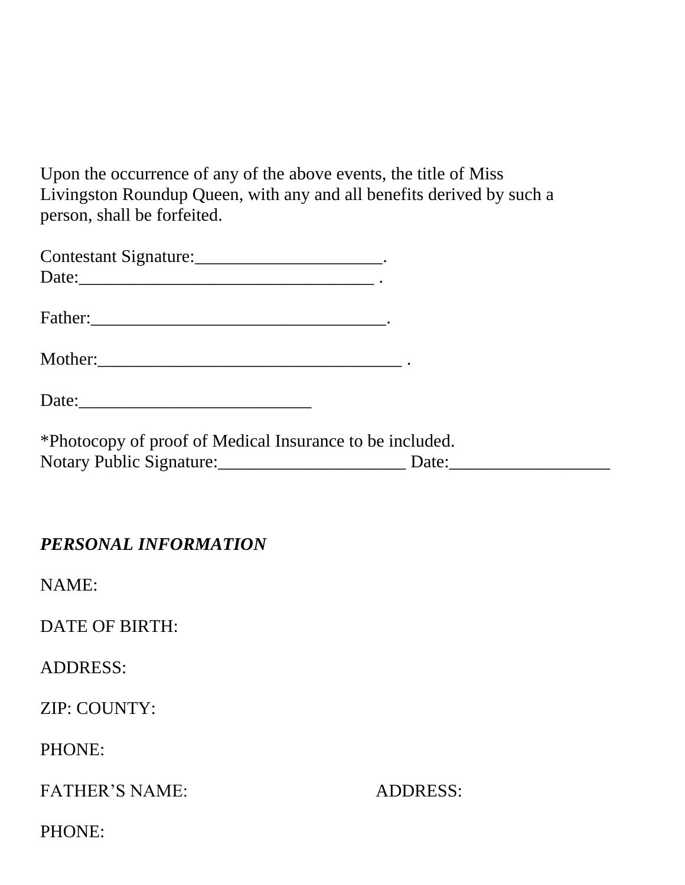Upon the occurrence of any of the above events, the title of Miss Livingston Roundup Queen, with any and all benefits derived by such a person, shall be forfeited.

Contestant Signature:_____________________.
Date:_________________________________ .

Father:_________________________________.

Mother:_________________________________ .

Date:__________________________

*Photocopy of proof of Medical Insurance to be included.
Notary Public Signature:_____________________ Date:__________________

***PERSONAL INFORMATION***

NAME:

DATE OF BIRTH:

ADDRESS:

ZIP: COUNTY:

PHONE:

FATHER'S NAME: ADDRESS:

PHONE: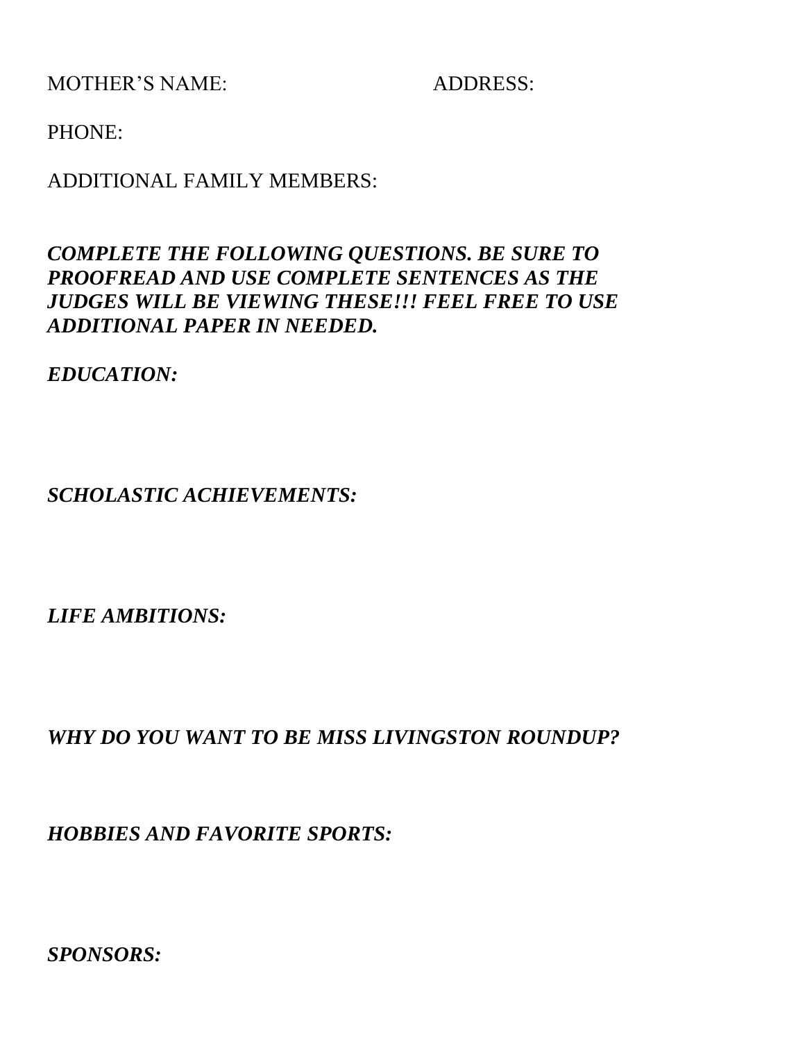MOTHER'S NAME: ADDRESS:

PHONE:

ADDITIONAL FAMILY MEMBERS:

***COMPLETE THE FOLLOWING QUESTIONS. BE SURE TO PROOFREAD AND USE COMPLETE SENTENCES AS THE JUDGES WILL BE VIEWING THESE!!! FEEL FREE TO USE ADDITIONAL PAPER IN NEEDED.***

***EDUCATION:***

***SCHOLASTIC ACHIEVEMENTS:***

***LIFE AMBITIONS:***

***WHY DO YOU WANT TO BE MISS LIVINGSTON ROUNDUP?***

***HOBBIES AND FAVORITE SPORTS:***

***SPONSORS:***